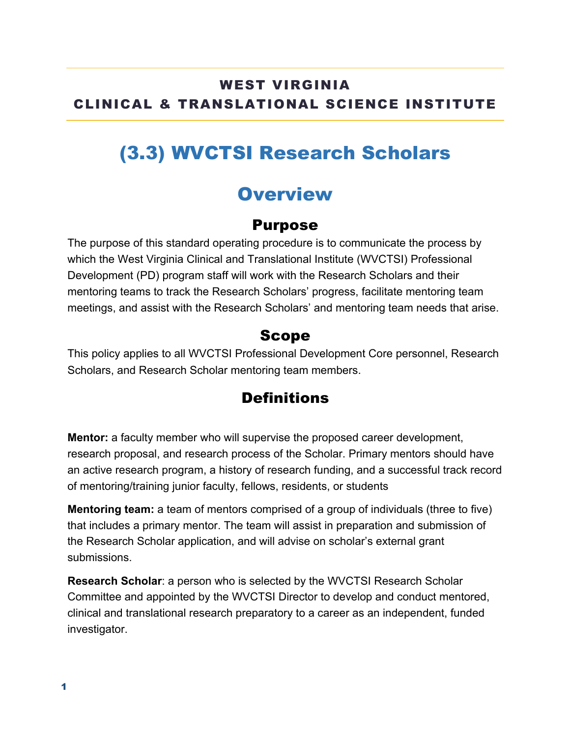**WEST VIRGINIA**
**CLINICAL & TRANSLATIONAL SCIENCE INSTITUTE**

# (3.3) WVCTSI Research Scholars

## Overview

### Purpose

The purpose of this standard operating procedure is to communicate the process by which the West Virginia Clinical and Translational Institute (WVCTSI) Professional Development (PD) program staff will work with the Research Scholars and their mentoring teams to track the Research Scholars' progress, facilitate mentoring team meetings, and assist with the Research Scholars' and mentoring team needs that arise.

### Scope

This policy applies to all WVCTSI Professional Development Core personnel, Research Scholars, and Research Scholar mentoring team members.

### Definitions

**Mentor:** a faculty member who will supervise the proposed career development, research proposal, and research process of the Scholar. Primary mentors should have an active research program, a history of research funding, and a successful track record of mentoring/training junior faculty, fellows, residents, or students

**Mentoring team:** a team of mentors comprised of a group of individuals (three to five) that includes a primary mentor. The team will assist in preparation and submission of the Research Scholar application, and will advise on scholar's external grant submissions.

**Research Scholar**: a person who is selected by the WVCTSI Research Scholar Committee and appointed by the WVCTSI Director to develop and conduct mentored, clinical and translational research preparatory to a career as an independent, funded investigator.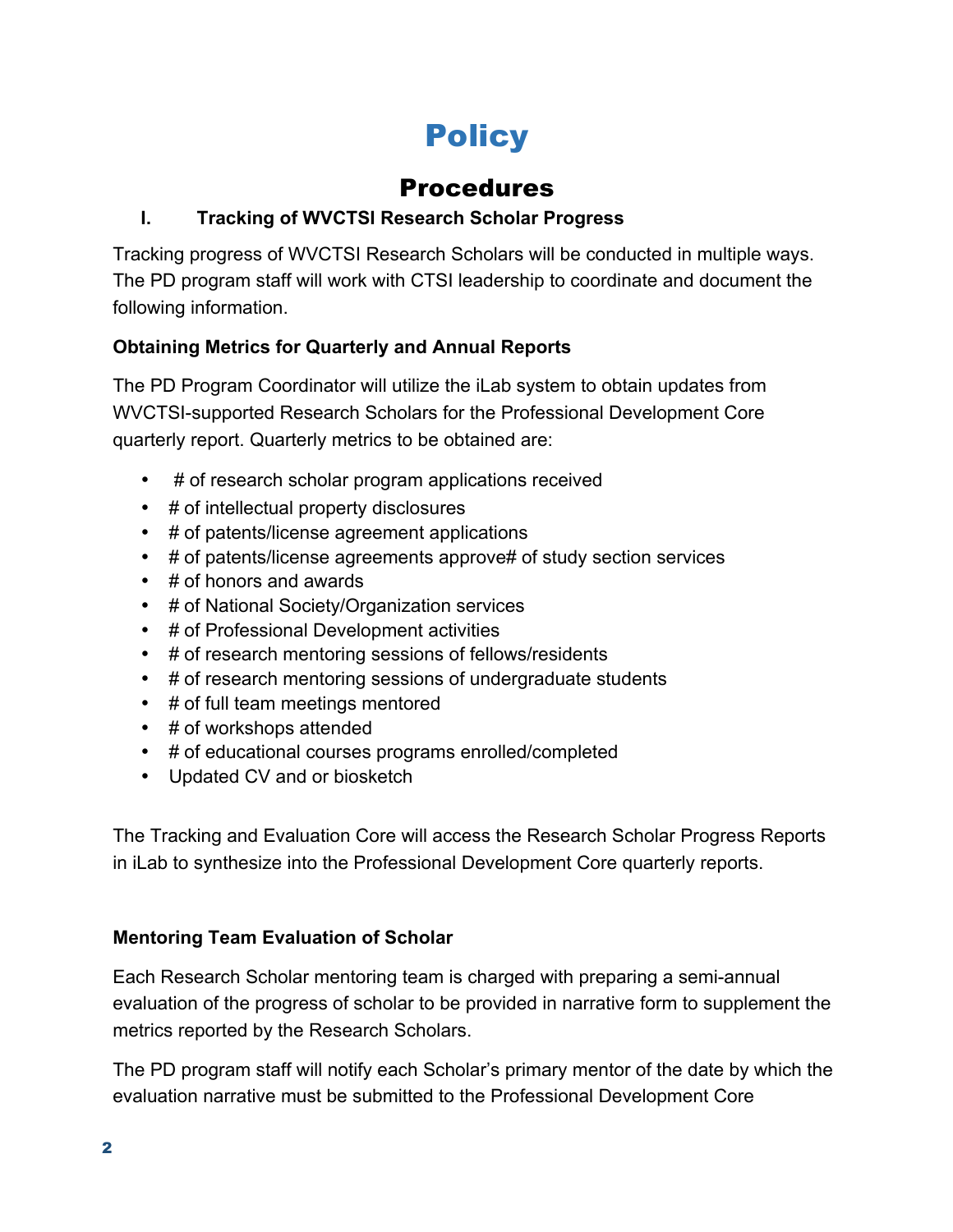# Policy

## Procedures

### I. Tracking of WVCTSI Research Scholar Progress

Tracking progress of WVCTSI Research Scholars will be conducted in multiple ways. The PD program staff will work with CTSI leadership to coordinate and document the following information.

**Obtaining Metrics for Quarterly and Annual Reports**

The PD Program Coordinator will utilize the iLab system to obtain updates from WVCTSI-supported Research Scholars for the Professional Development Core quarterly report. Quarterly metrics to be obtained are:

- # of research scholar program applications received
- # of intellectual property disclosures
- # of patents/license agreement applications
- # of patents/license agreements approve# of study section services
- # of honors and awards
- # of National Society/Organization services
- # of Professional Development activities
- # of research mentoring sessions of fellows/residents
- # of research mentoring sessions of undergraduate students
- # of full team meetings mentored
- # of workshops attended
- # of educational courses programs enrolled/completed
- Updated CV and or biosketch

The Tracking and Evaluation Core will access the Research Scholar Progress Reports in iLab to synthesize into the Professional Development Core quarterly reports.

**Mentoring Team Evaluation of Scholar**

Each Research Scholar mentoring team is charged with preparing a semi-annual evaluation of the progress of scholar to be provided in narrative form to supplement the metrics reported by the Research Scholars.

The PD program staff will notify each Scholar's primary mentor of the date by which the evaluation narrative must be submitted to the Professional Development Core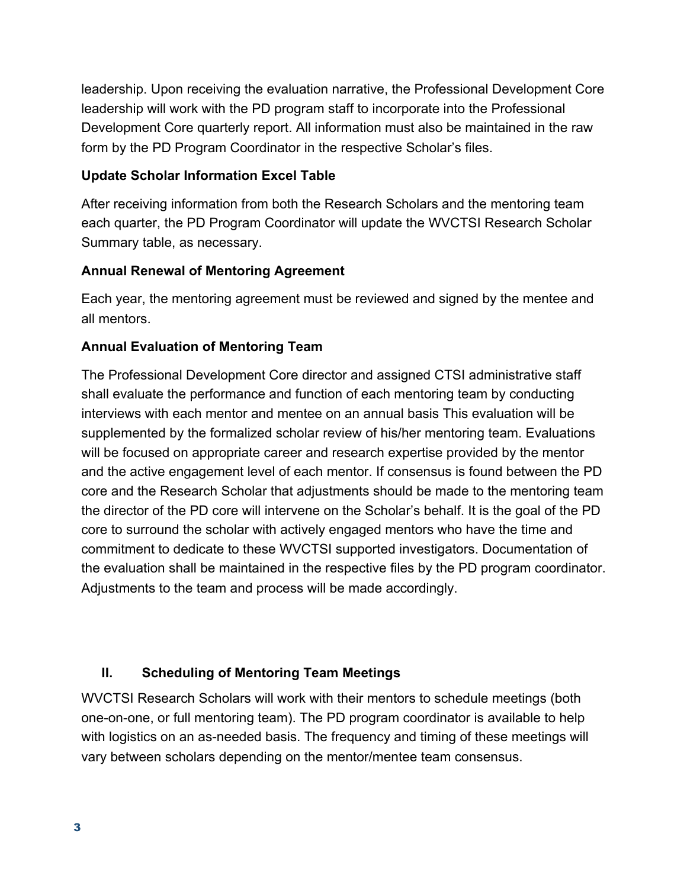leadership. Upon receiving the evaluation narrative, the Professional Development Core leadership will work with the PD program staff to incorporate into the Professional Development Core quarterly report. All information must also be maintained in the raw form by the PD Program Coordinator in the respective Scholar's files.

**Update Scholar Information Excel Table**

After receiving information from both the Research Scholars and the mentoring team each quarter, the PD Program Coordinator will update the WVCTSI Research Scholar Summary table, as necessary.

**Annual Renewal of Mentoring Agreement**

Each year, the mentoring agreement must be reviewed and signed by the mentee and all mentors.

**Annual Evaluation of Mentoring Team**

The Professional Development Core director and assigned CTSI administrative staff shall evaluate the performance and function of each mentoring team by conducting interviews with each mentor and mentee on an annual basis This evaluation will be supplemented by the formalized scholar review of his/her mentoring team. Evaluations will be focused on appropriate career and research expertise provided by the mentor and the active engagement level of each mentor. If consensus is found between the PD core and the Research Scholar that adjustments should be made to the mentoring team the director of the PD core will intervene on the Scholar's behalf. It is the goal of the PD core to surround the scholar with actively engaged mentors who have the time and commitment to dedicate to these WVCTSI supported investigators. Documentation of the evaluation shall be maintained in the respective files by the PD program coordinator. Adjustments to the team and process will be made accordingly.

## II. Scheduling of Mentoring Team Meetings

WVCTSI Research Scholars will work with their mentors to schedule meetings (both one-on-one, or full mentoring team). The PD program coordinator is available to help with logistics on an as-needed basis. The frequency and timing of these meetings will vary between scholars depending on the mentor/mentee team consensus.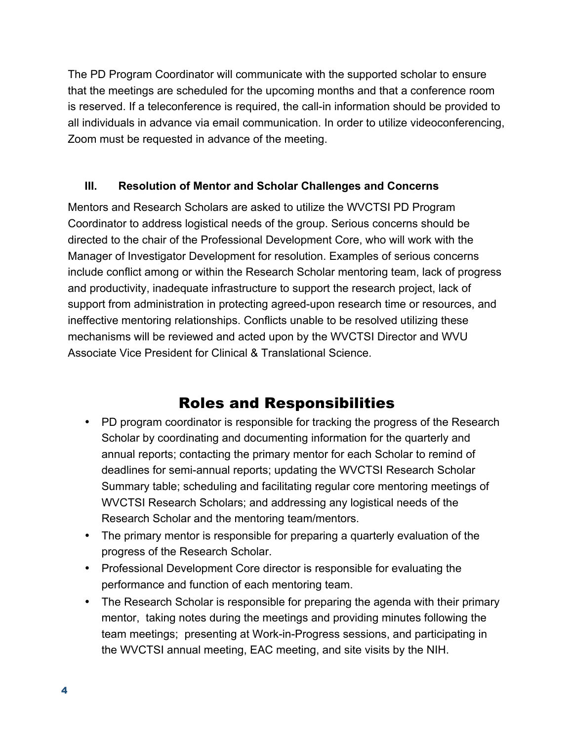The PD Program Coordinator will communicate with the supported scholar to ensure that the meetings are scheduled for the upcoming months and that a conference room is reserved. If a teleconference is required, the call-in information should be provided to all individuals in advance via email communication. In order to utilize videoconferencing, Zoom must be requested in advance of the meeting.

### III. Resolution of Mentor and Scholar Challenges and Concerns

Mentors and Research Scholars are asked to utilize the WVCTSI PD Program Coordinator to address logistical needs of the group. Serious concerns should be directed to the chair of the Professional Development Core, who will work with the Manager of Investigator Development for resolution. Examples of serious concerns include conflict among or within the Research Scholar mentoring team, lack of progress and productivity, inadequate infrastructure to support the research project, lack of support from administration in protecting agreed-upon research time or resources, and ineffective mentoring relationships. Conflicts unable to be resolved utilizing these mechanisms will be reviewed and acted upon by the WVCTSI Director and WVU Associate Vice President for Clinical & Translational Science.

## Roles and Responsibilities

- PD program coordinator is responsible for tracking the progress of the Research Scholar by coordinating and documenting information for the quarterly and annual reports; contacting the primary mentor for each Scholar to remind of deadlines for semi-annual reports; updating the WVCTSI Research Scholar Summary table; scheduling and facilitating regular core mentoring meetings of WVCTSI Research Scholars; and addressing any logistical needs of the Research Scholar and the mentoring team/mentors.
- The primary mentor is responsible for preparing a quarterly evaluation of the progress of the Research Scholar.
- Professional Development Core director is responsible for evaluating the performance and function of each mentoring team.
- The Research Scholar is responsible for preparing the agenda with their primary mentor, taking notes during the meetings and providing minutes following the team meetings; presenting at Work-in-Progress sessions, and participating in the WVCTSI annual meeting, EAC meeting, and site visits by the NIH.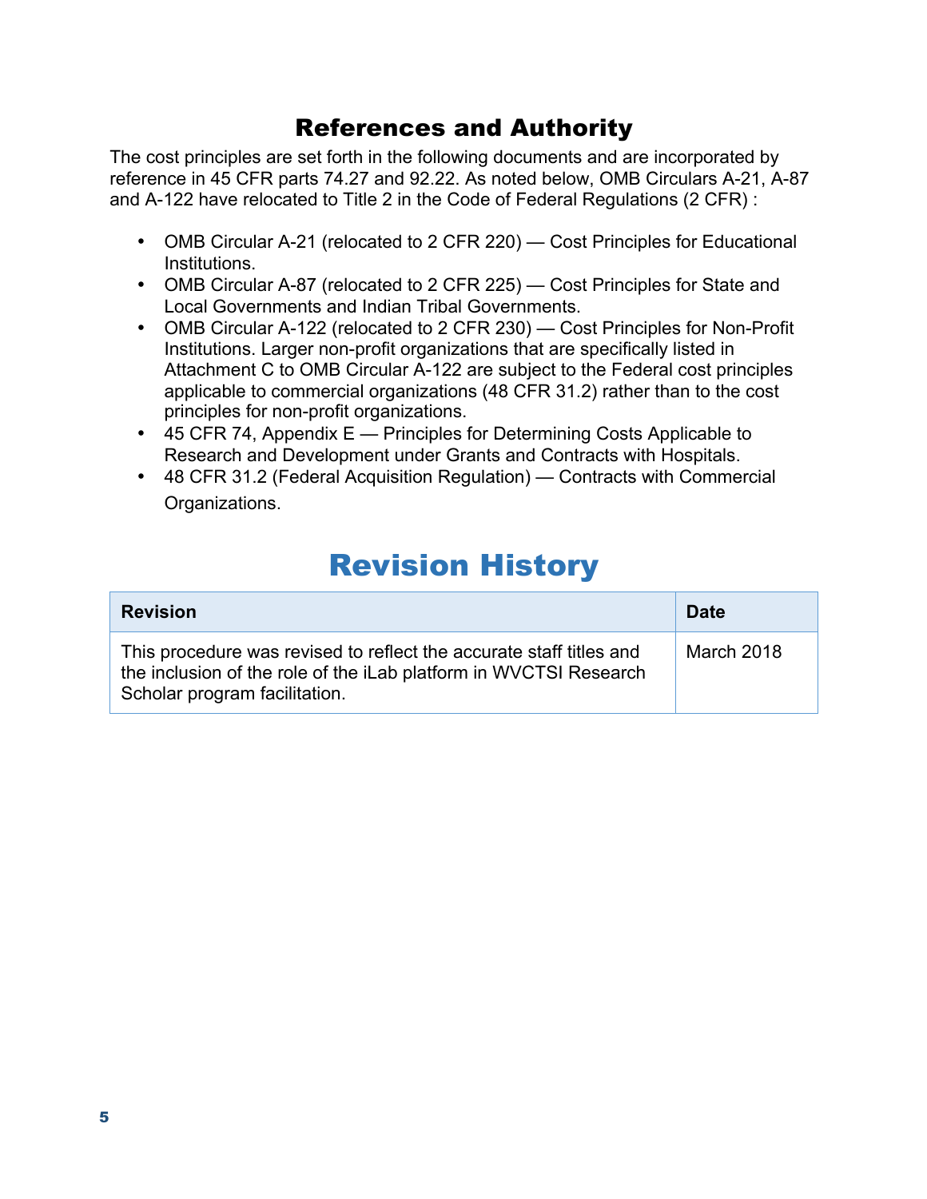## References and Authority

The cost principles are set forth in the following documents and are incorporated by reference in 45 CFR parts 74.27 and 92.22. As noted below, OMB Circulars A-21, A-87 and A-122 have relocated to Title 2 in the Code of Federal Regulations (2 CFR) :

- OMB Circular A-21 (relocated to 2 CFR 220) — Cost Principles for Educational Institutions.
- OMB Circular A-87 (relocated to 2 CFR 225) — Cost Principles for State and Local Governments and Indian Tribal Governments.
- OMB Circular A-122 (relocated to 2 CFR 230) — Cost Principles for Non-Profit Institutions. Larger non-profit organizations that are specifically listed in Attachment C to OMB Circular A-122 are subject to the Federal cost principles applicable to commercial organizations (48 CFR 31.2) rather than to the cost principles for non-profit organizations.
- 45 CFR 74, Appendix E — Principles for Determining Costs Applicable to Research and Development under Grants and Contracts with Hospitals.
- 48 CFR 31.2 (Federal Acquisition Regulation) — Contracts with Commercial Organizations.

# Revision History

| Revision | Date |
| --- | --- |
| This procedure was revised to reflect the accurate staff titles and the inclusion of the role of the iLab platform in WVCTSI Research Scholar program facilitation. | March 2018 |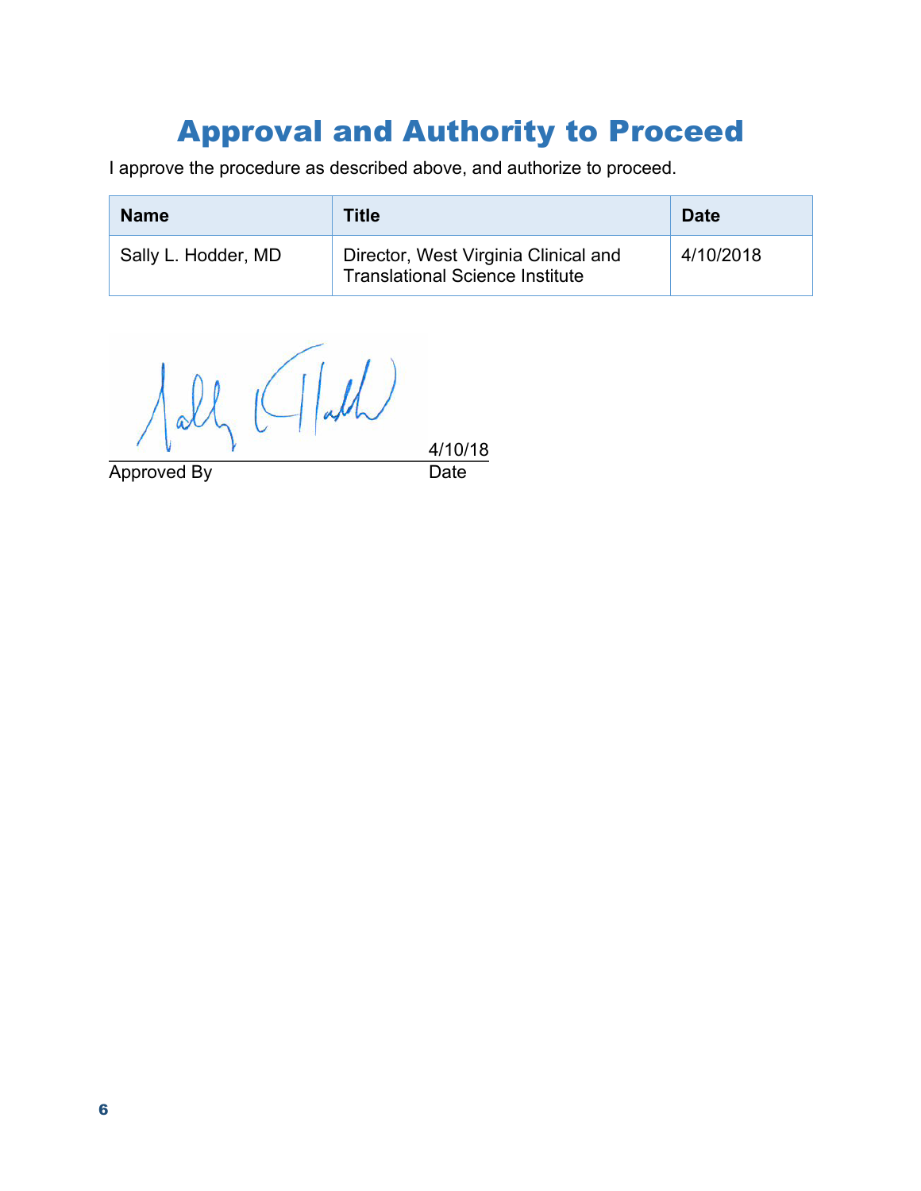# Approval and Authority to Proceed

I approve the procedure as described above, and authorize to proceed.

| Name | Title | Date |
|---|---|---|
| Sally L. Hodder, MD | Director, West Virginia Clinical and Translational Science Institute | 4/10/2018 |

4/10/18

Approved By Date